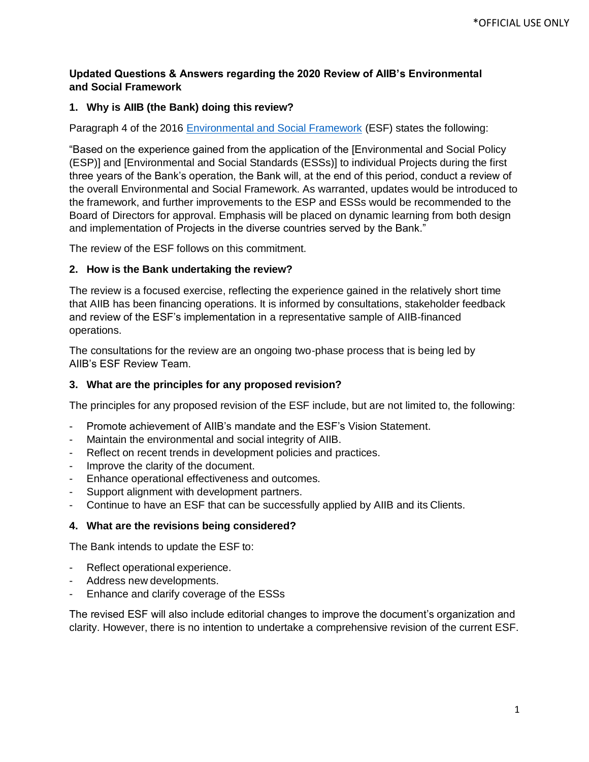**Updated Questions & Answers regarding the 2020 Review of AIIB's Environmental and Social Framework**

### 1. Why is AIIB (the Bank) doing this review?

Paragraph 4 of the 2016 [Environmental and Social Framework](#) (ESF) states the following:

"Based on the experience gained from the application of the [Environmental and Social Policy (ESP)] and [Environmental and Social Standards (ESSs)] to individual Projects during the first three years of the Bank's operation, the Bank will, at the end of this period, conduct a review of the overall Environmental and Social Framework. As warranted, updates would be introduced to the framework, and further improvements to the ESP and ESSs would be recommended to the Board of Directors for approval. Emphasis will be placed on dynamic learning from both design and implementation of Projects in the diverse countries served by the Bank."

The review of the ESF follows on this commitment.

### 2. How is the Bank undertaking the review?

The review is a focused exercise, reflecting the experience gained in the relatively short time that AIIB has been financing operations. It is informed by consultations, stakeholder feedback and review of the ESF's implementation in a representative sample of AIIB-financed operations.

The consultations for the review are an ongoing two-phase process that is being led by AIIB's ESF Review Team.

### 3. What are the principles for any proposed revision?

The principles for any proposed revision of the ESF include, but are not limited to, the following:

- Promote achievement of AIIB's mandate and the ESF's Vision Statement.
- Maintain the environmental and social integrity of AIIB.
- Reflect on recent trends in development policies and practices.
- Improve the clarity of the document.
- Enhance operational effectiveness and outcomes.
- Support alignment with development partners.
- Continue to have an ESF that can be successfully applied by AIIB and its Clients.

### 4. What are the revisions being considered?

The Bank intends to update the ESF to:

- Reflect operational experience.
- Address new developments.
- Enhance and clarify coverage of the ESSs

The revised ESF will also include editorial changes to improve the document's organization and clarity. However, there is no intention to undertake a comprehensive revision of the current ESF.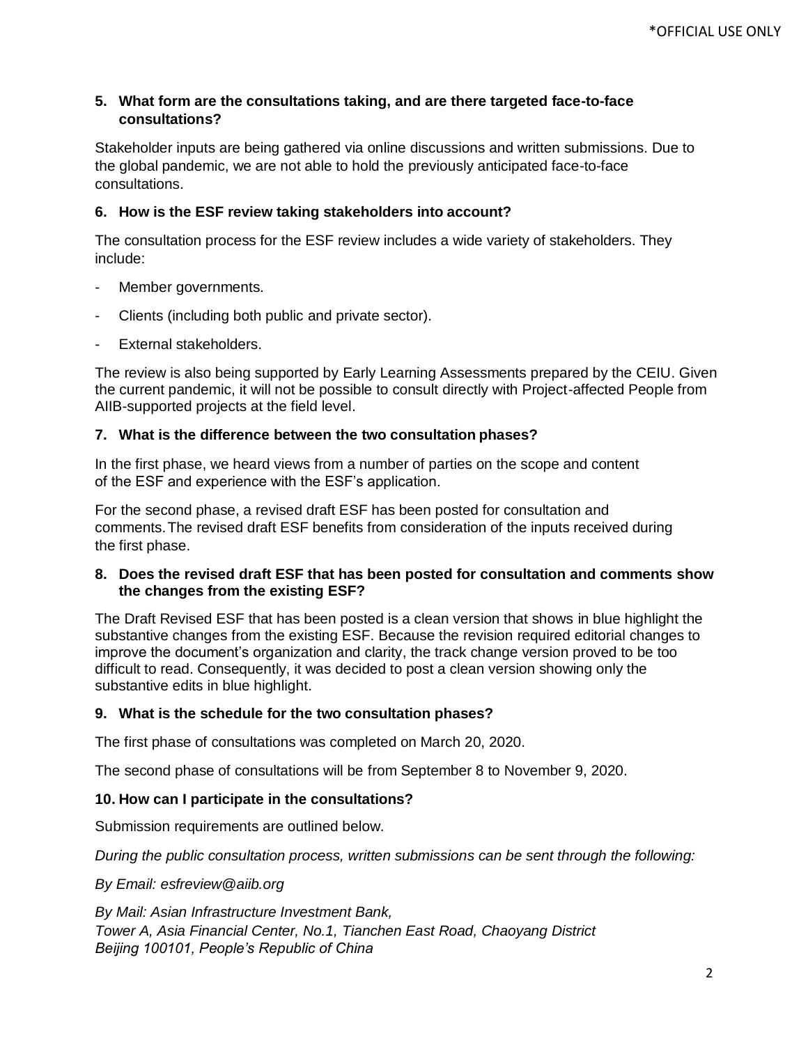**5. What form are the consultations taking, and are there targeted face-to-face consultations?**

Stakeholder inputs are being gathered via online discussions and written submissions. Due to the global pandemic, we are not able to hold the previously anticipated face-to-face consultations.

**6. How is the ESF review taking stakeholders into account?**

The consultation process for the ESF review includes a wide variety of stakeholders. They include:

- Member governments.
- Clients (including both public and private sector).
- External stakeholders.

The review is also being supported by Early Learning Assessments prepared by the CEIU. Given the current pandemic, it will not be possible to consult directly with Project-affected People from AIIB-supported projects at the field level.

**7. What is the difference between the two consultation phases?**

In the first phase, we heard views from a number of parties on the scope and content of the ESF and experience with the ESF's application.

For the second phase, a revised draft ESF has been posted for consultation and comments. The revised draft ESF benefits from consideration of the inputs received during the first phase.

**8. Does the revised draft ESF that has been posted for consultation and comments show the changes from the existing ESF?**

The Draft Revised ESF that has been posted is a clean version that shows in blue highlight the substantive changes from the existing ESF. Because the revision required editorial changes to improve the document's organization and clarity, the track change version proved to be too difficult to read. Consequently, it was decided to post a clean version showing only the substantive edits in blue highlight.

**9. What is the schedule for the two consultation phases?**

The first phase of consultations was completed on March 20, 2020.

The second phase of consultations will be from September 8 to November 9, 2020.

**10. How can I participate in the consultations?**

Submission requirements are outlined below.

*During the public consultation process, written submissions can be sent through the following:*

*By Email: esfreview@aiib.org*

*By Mail: Asian Infrastructure Investment Bank,*
*Tower A, Asia Financial Center, No.1, Tianchen East Road, Chaoyang District*
*Beijing 100101, People's Republic of China*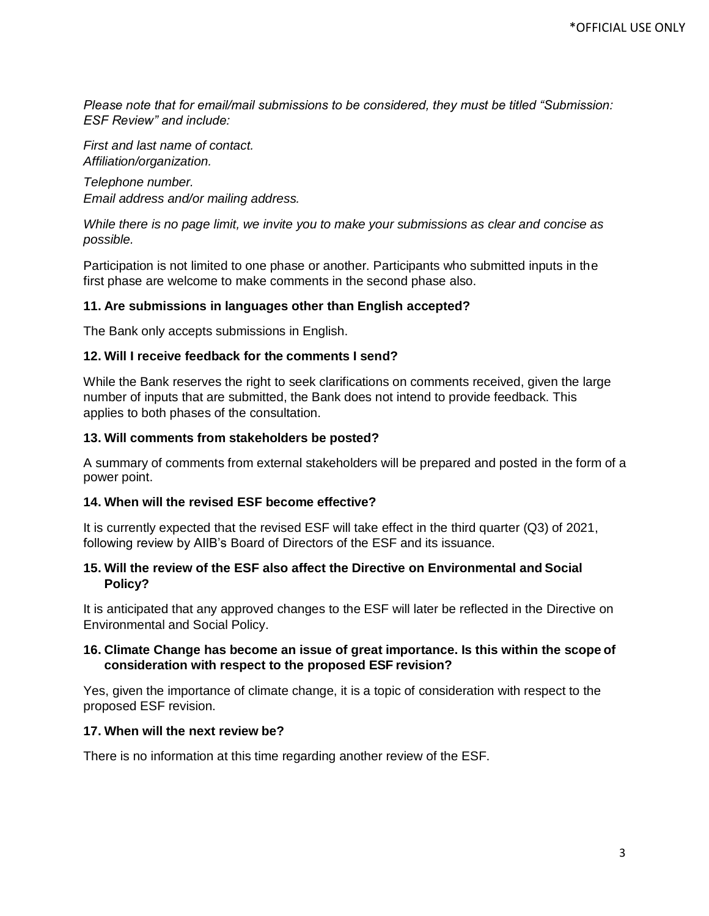*Please note that for email/mail submissions to be considered, they must be titled "Submission: ESF Review" and include:*

*First and last name of contact.*
*Affiliation/organization.*

*Telephone number.*
*Email address and/or mailing address.*

*While there is no page limit, we invite you to make your submissions as clear and concise as possible.*

Participation is not limited to one phase or another. Participants who submitted inputs in the first phase are welcome to make comments in the second phase also.

**11. Are submissions in languages other than English accepted?**

The Bank only accepts submissions in English.

**12. Will I receive feedback for the comments I send?**

While the Bank reserves the right to seek clarifications on comments received, given the large number of inputs that are submitted, the Bank does not intend to provide feedback. This applies to both phases of the consultation.

**13. Will comments from stakeholders be posted?**

A summary of comments from external stakeholders will be prepared and posted in the form of a power point.

**14. When will the revised ESF become effective?**

It is currently expected that the revised ESF will take effect in the third quarter (Q3) of 2021, following review by AIIB's Board of Directors of the ESF and its issuance.

**15. Will the review of the ESF also affect the Directive on Environmental and Social Policy?**

It is anticipated that any approved changes to the ESF will later be reflected in the Directive on Environmental and Social Policy.

**16. Climate Change has become an issue of great importance. Is this within the scope of consideration with respect to the proposed ESF revision?**

Yes, given the importance of climate change, it is a topic of consideration with respect to the proposed ESF revision.

**17. When will the next review be?**

There is no information at this time regarding another review of the ESF.